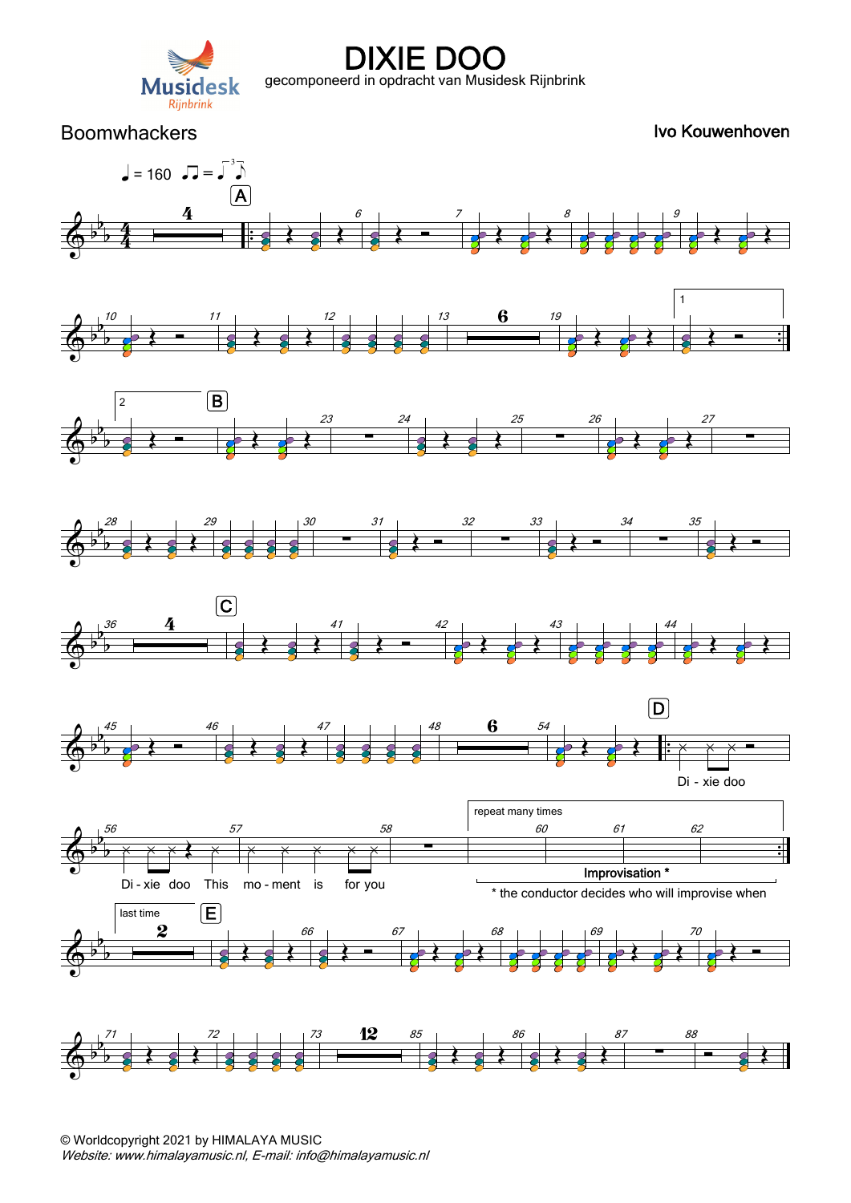# DIXIE DOO

gecomponeerd in opdracht van Musidesk Rijnbrink

Boomwhackers

Ivo Kouwenhoven

♩ = 160

A

B

C

D

Di - xie doo

Di - xie doo This mo - ment is for you

repeat many times

Improvisation *

* the conductor decides who will improvise when

last time

E

© Worldcopyright 2021 by HIMALAYA MUSIC

*Website: www.himalayamusic.nl, E-mail: info@himalayamusic.nl*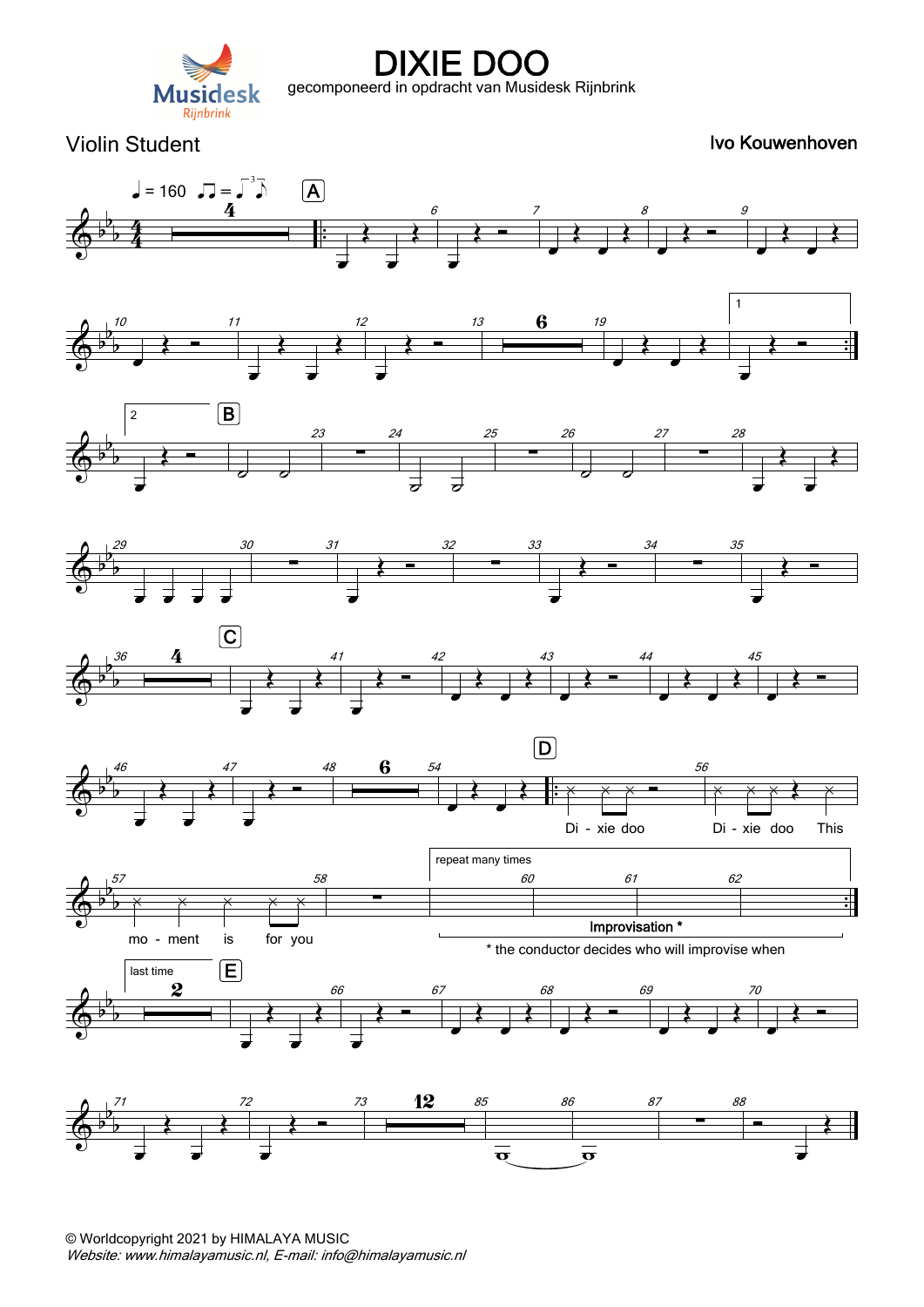# DIXIE DOO

gecomponeerd in opdracht van Musidesk Rijnbrink

Violin Student

**Ivo Kouwenhoven**

Di - xie doo Di - xie doo This mo - ment is for you

repeat many times

**Improvisation ***

* the conductor decides who will improvise when

last time

© Worldcopyright 2021 by HIMALAYA MUSIC
*Website: www.himalayamusic.nl, E-mail: info@himalayamusic.nl*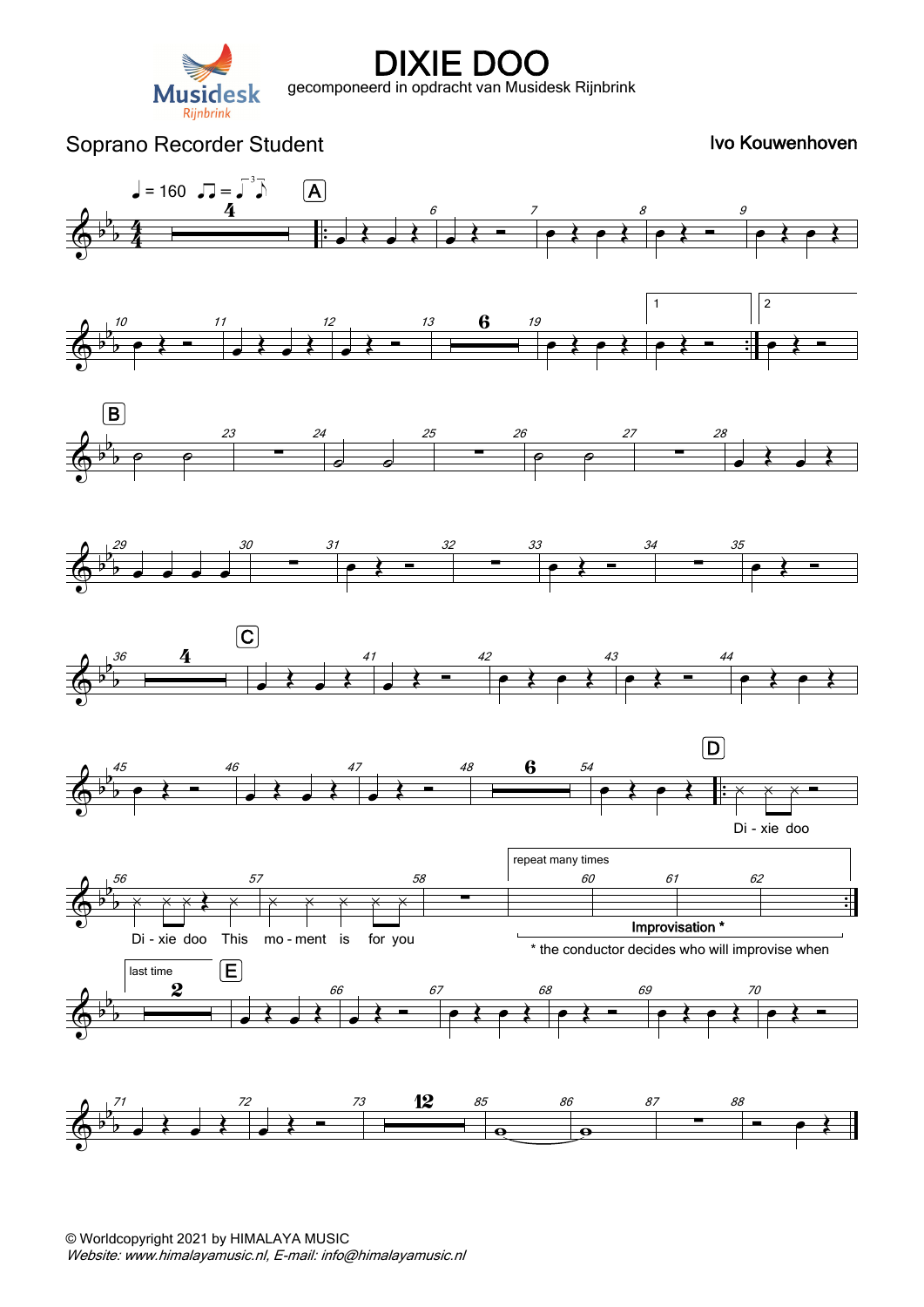# DIXIE DOO

gecomponeerd in opdracht van Musidesk Rijnbrink

Soprano Recorder Student

Ivo Kouwenhoven

Di - xie doo

Di - xie doo This mo - ment is for you

repeat many times

Improvisation *

* the conductor decides who will improvise when

last time

© Worldcopyright 2021 by HIMALAYA MUSIC

*Website: www.himalayamusic.nl, E-mail: info@himalayamusic.nl*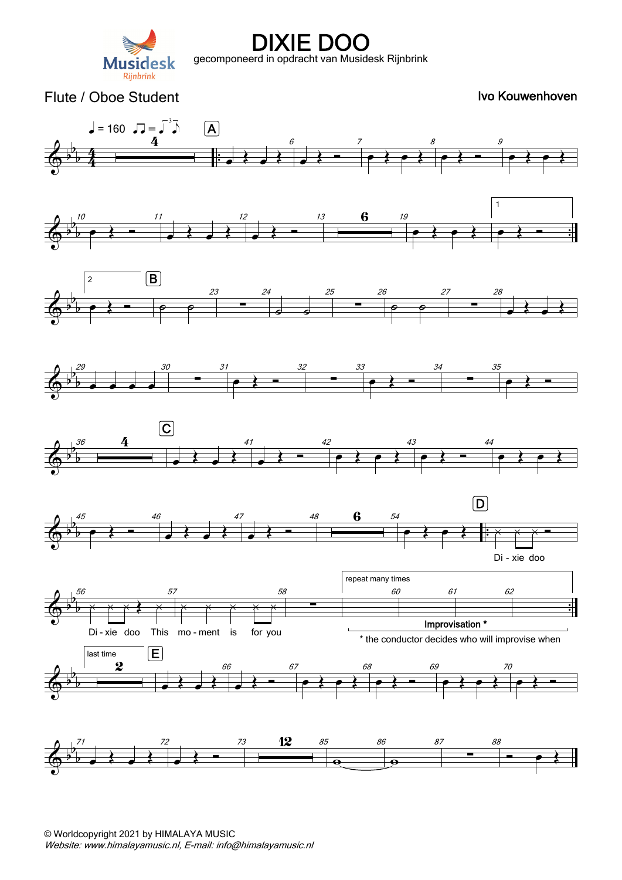# DIXIE DOO

gecomponeerd in opdracht van Musidesk Rijnbrink

Musidesk Rijnbrink

Flute / Oboe Student

Ivo Kouwenhoven

♩ = 160

A

B

C

D

Di - xie doo

Di - xie doo This mo - ment is for you

repeat many times

Improvisation *

* the conductor decides who will improvise when

last time

E

© Worldcopyright 2021 by HIMALAYA MUSIC
*Website: www.himalayamusic.nl, E-mail: info@himalayamusic.nl*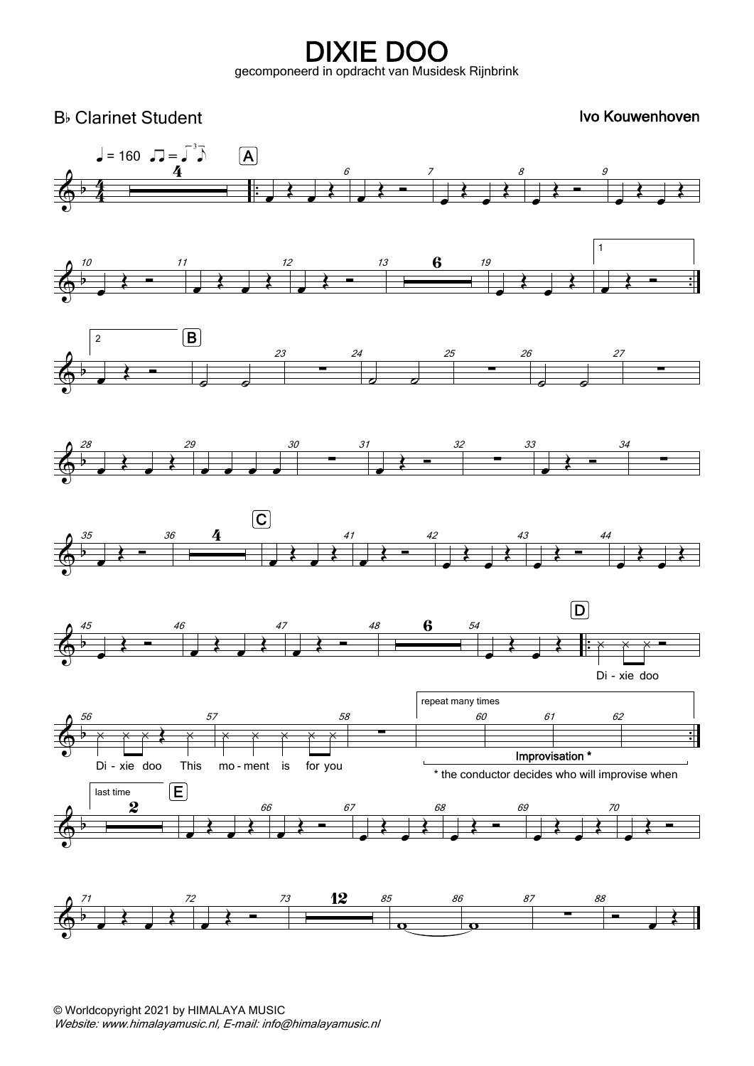# DIXIE DOO

gecomponeerd in opdracht van Musidesk Rijnbrink

B♭ Clarinet Student

Ivo Kouwenhoven

♩ = 160

Di - xie doo

Di - xie doo This mo - ment is for you

repeat many times

**Improvisation \***

\* the conductor decides who will improvise when

last time

© Worldcopyright 2021 by HIMALAYA MUSIC

*Website: www.himalayamusic.nl, E-mail: info@himalayamusic.nl*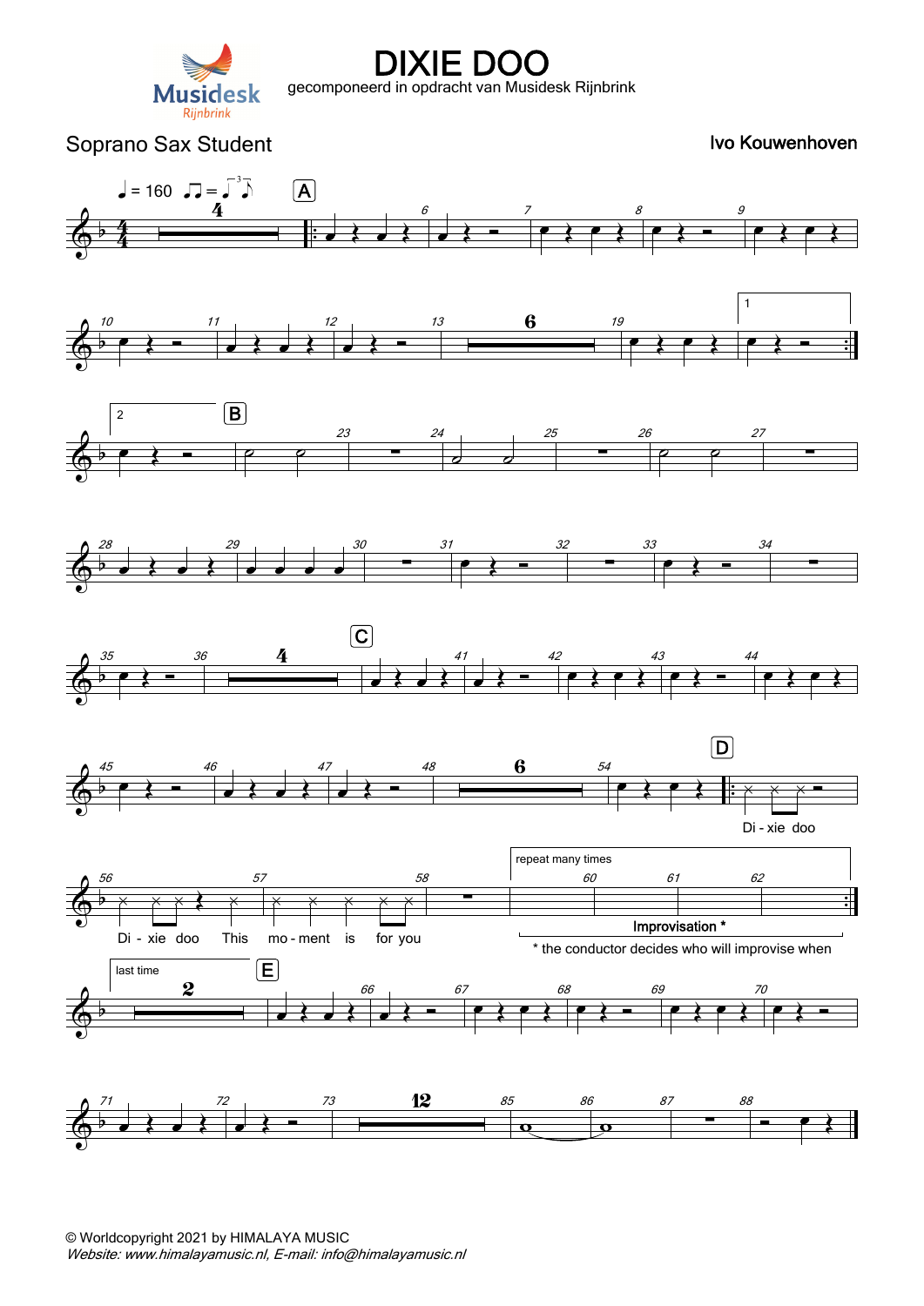# DIXIE DOO

gecomponeerd in opdracht van Musidesk Rijnbrink

Soprano Sax Student

**Ivo Kouwenhoven**

♩ = 160

A

B

C

D

Di - xie doo

Di - xie doo This mo - ment is for you

repeat many times

Improvisation *

\* the conductor decides who will improvise when

last time

E

© Worldcopyright 2021 by HIMALAYA MUSIC

*Website: www.himalayamusic.nl, E-mail: info@himalayamusic.nl*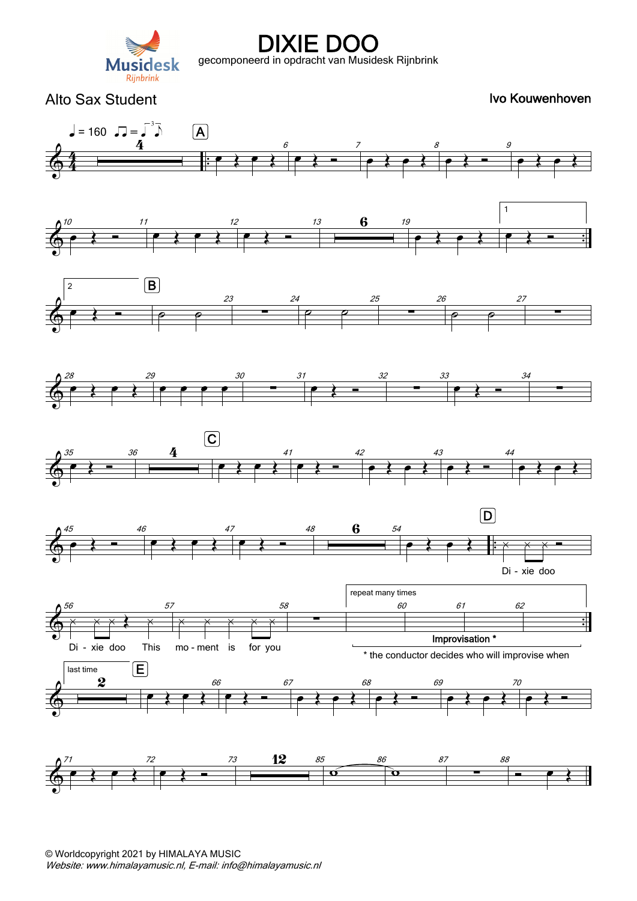# DIXIE DOO

gecomponeerd in opdracht van Musidesk Rijnbrink

Alto Sax Student

Ivo Kouwenhoven

♩ = 160

A B C D E

Di - xie doo

Di - xie doo This mo - ment is for you

repeat many times

Improvisation *

\* the conductor decides who will improvise when

last time

© Worldcopyright 2021 by HIMALAYA MUSIC

*Website: www.himalayamusic.nl, E-mail: info@himalayamusic.nl*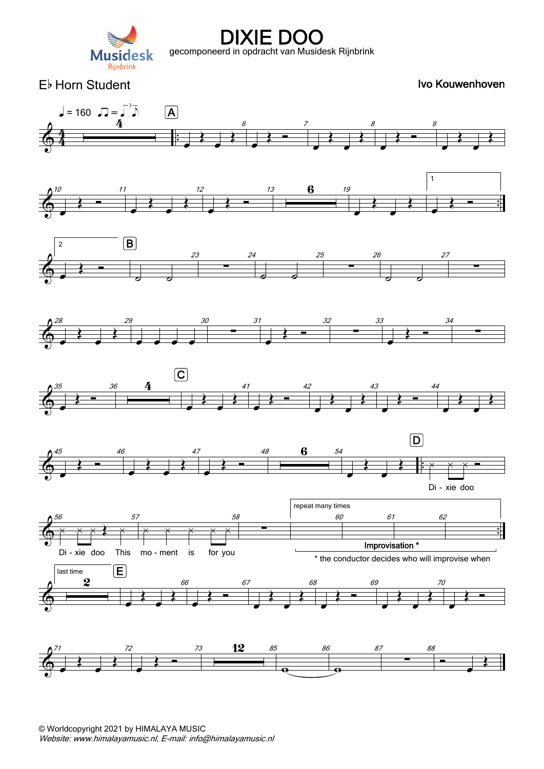# DIXIE DOO

gecomponeerd in opdracht van Musidesk Rijnbrink

E♭ Horn Student

Ivo Kouwenhoven

♩ = 160

Di - xie doo

Di - xie doo This mo - ment is for you

repeat many times

Improvisation *

* the conductor decides who will improvise when

last time

© Worldcopyright 2021 by HIMALAYA MUSIC

*Website: www.himalayamusic.nl, E-mail: info@himalayamusic.nl*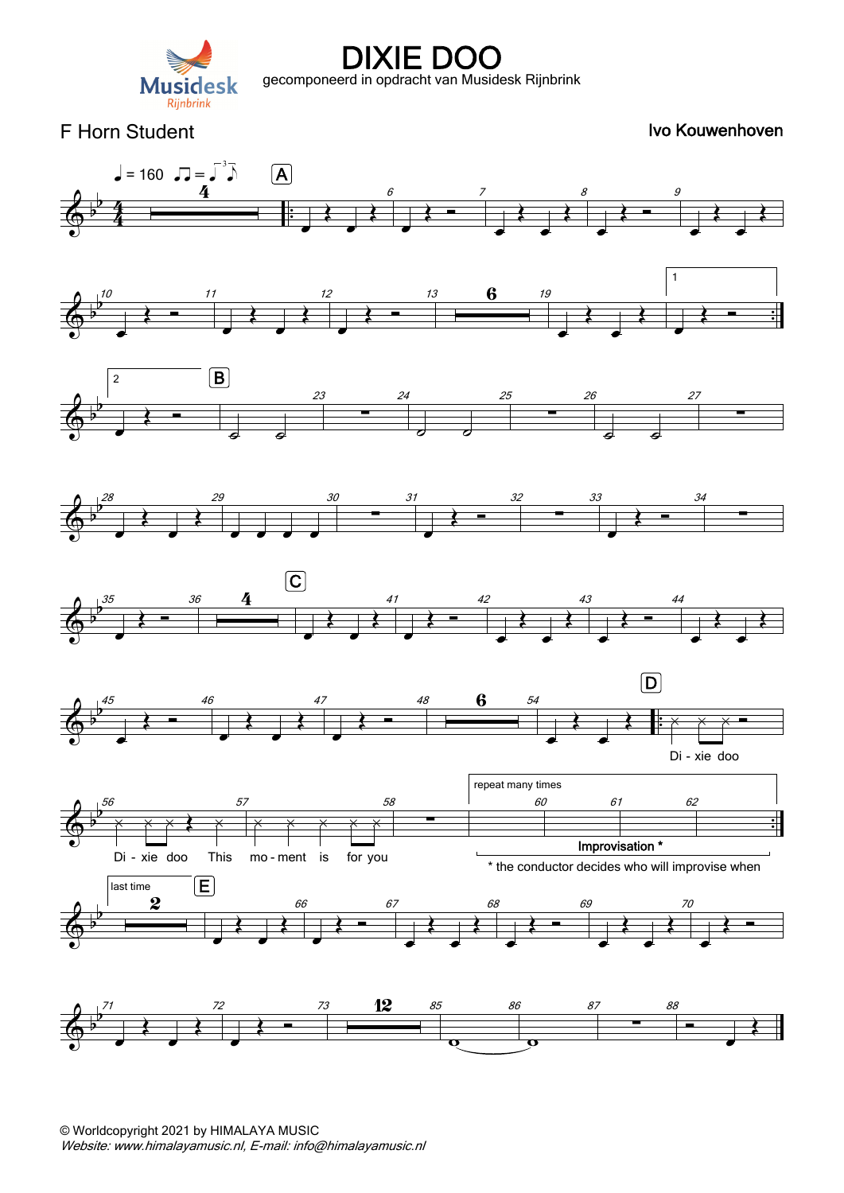# DIXIE DOO

gecomponeerd in opdracht van Musidesk Rijnbrink

F Horn Student

Ivo Kouwenhoven

♩ = 160

A

B

C

D

Di - xie doo

Di - xie doo This mo - ment is for you

repeat many times

Improvisation *

* the conductor decides who will improvise when

last time

E

© Worldcopyright 2021 by HIMALAYA MUSIC

*Website: www.himalayamusic.nl, E-mail: info@himalayamusic.nl*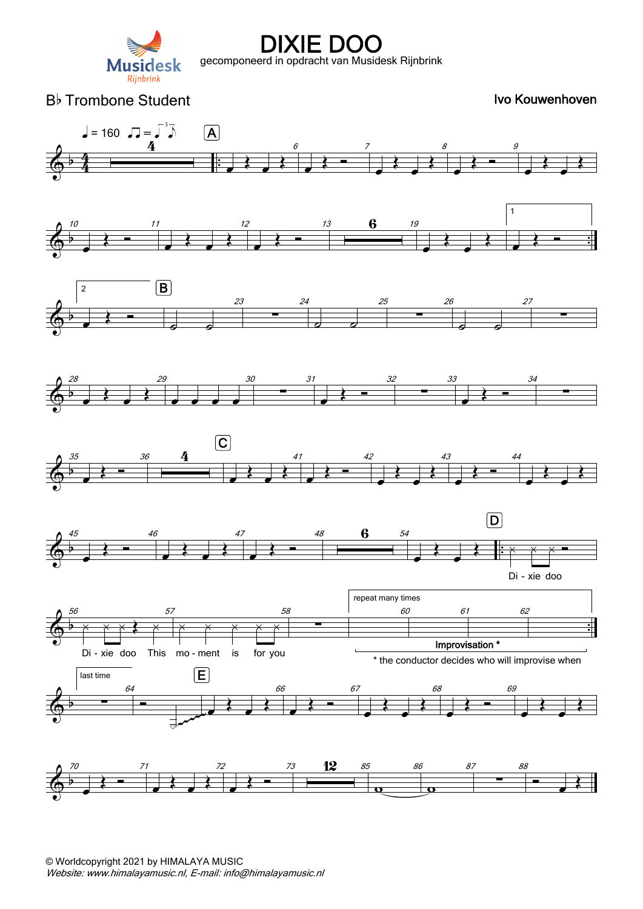# DIXIE DOO

gecomponeerd in opdracht van Musidesk Rijnbrink

B♭ Trombone Student

Ivo Kouwenhoven

♩ = 160

A

B

C

D

Di - xie doo

Di - xie doo This mo - ment is for you

repeat many times

**Improvisation ***

* the conductor decides who will improvise when

last time

E

© Worldcopyright 2021 by HIMALAYA MUSIC
*Website: www.himalayamusic.nl, E-mail: info@himalayamusic.nl*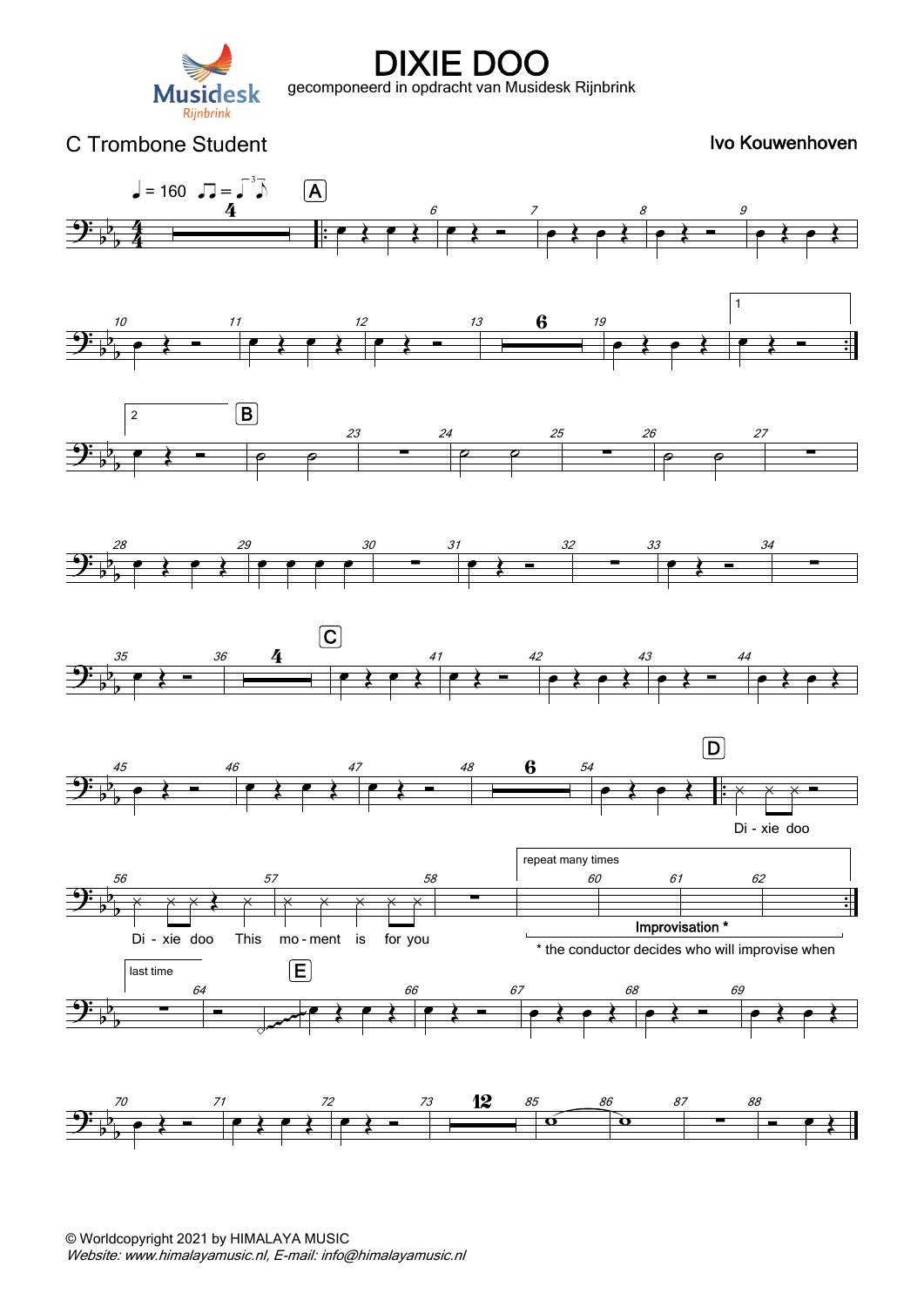# DIXIE DOO

gecomponeerd in opdracht van Musidesk Rijnbrink

C Trombone Student

Ivo Kouwenhoven

♩ = 160

Di - xie doo

Di - xie doo This mo - ment is for you

repeat many times

Improvisation *

* the conductor decides who will improvise when

last time

© Worldcopyright 2021 by HIMALAYA MUSIC

*Website: www.himalayamusic.nl, E-mail: info@himalayamusic.nl*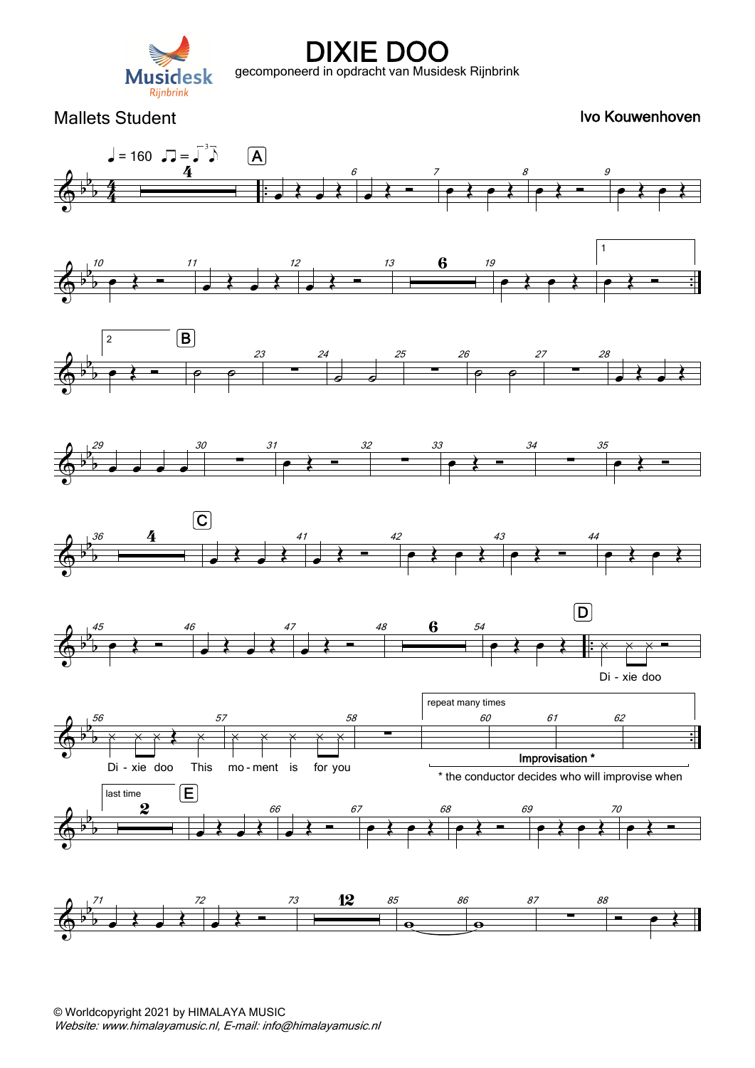# DIXIE DOO

gecomponeerd in opdracht van Musidesk Rijnbrink

Mallets Student

Ivo Kouwenhoven

♩ = 160

Di - xie doo

Di - xie doo This mo - ment is for you

repeat many times

Improvisation *

* the conductor decides who will improvise when

last time

© Worldcopyright 2021 by HIMALAYA MUSIC
*Website: www.himalayamusic.nl, E-mail: info@himalayamusic.nl*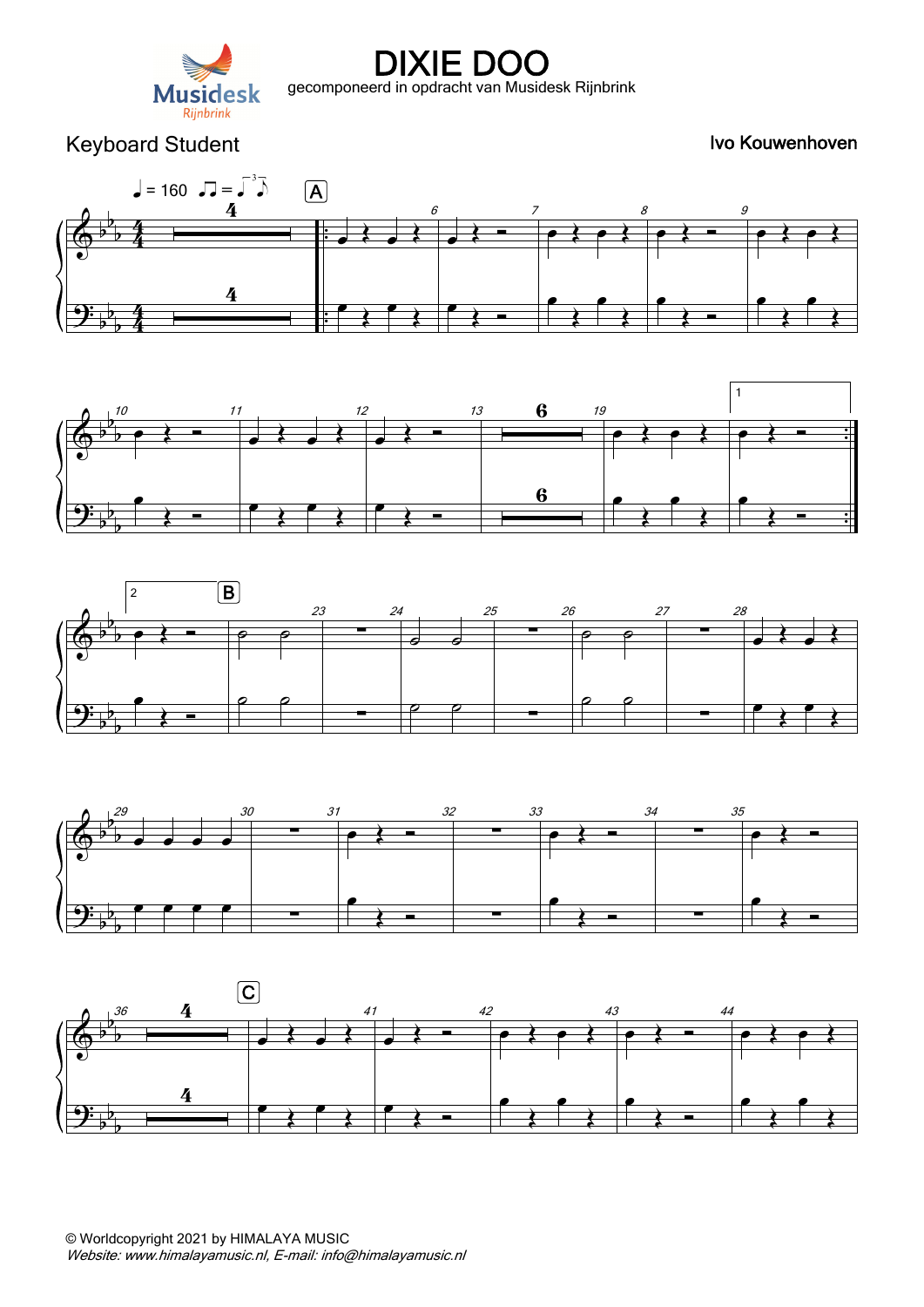# DIXIE DOO

gecomponeerd in opdracht van Musidesk Rijnbrink

Keyboard Student

Ivo Kouwenhoven

© Worldcopyright 2021 by HIMALAYA MUSIC
*Website: www.himalayamusic.nl, E-mail: info@himalayamusic.nl*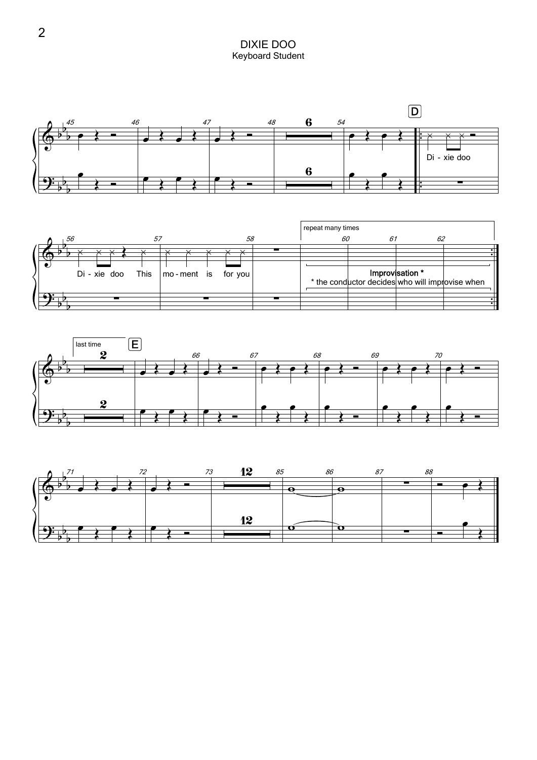# DIXIE DOO

Keyboard Student

D

Di - xie doo

Di - xie doo This mo - ment is for you

repeat many times

Improvisation *

* the conductor decides who will improvise when

last time

E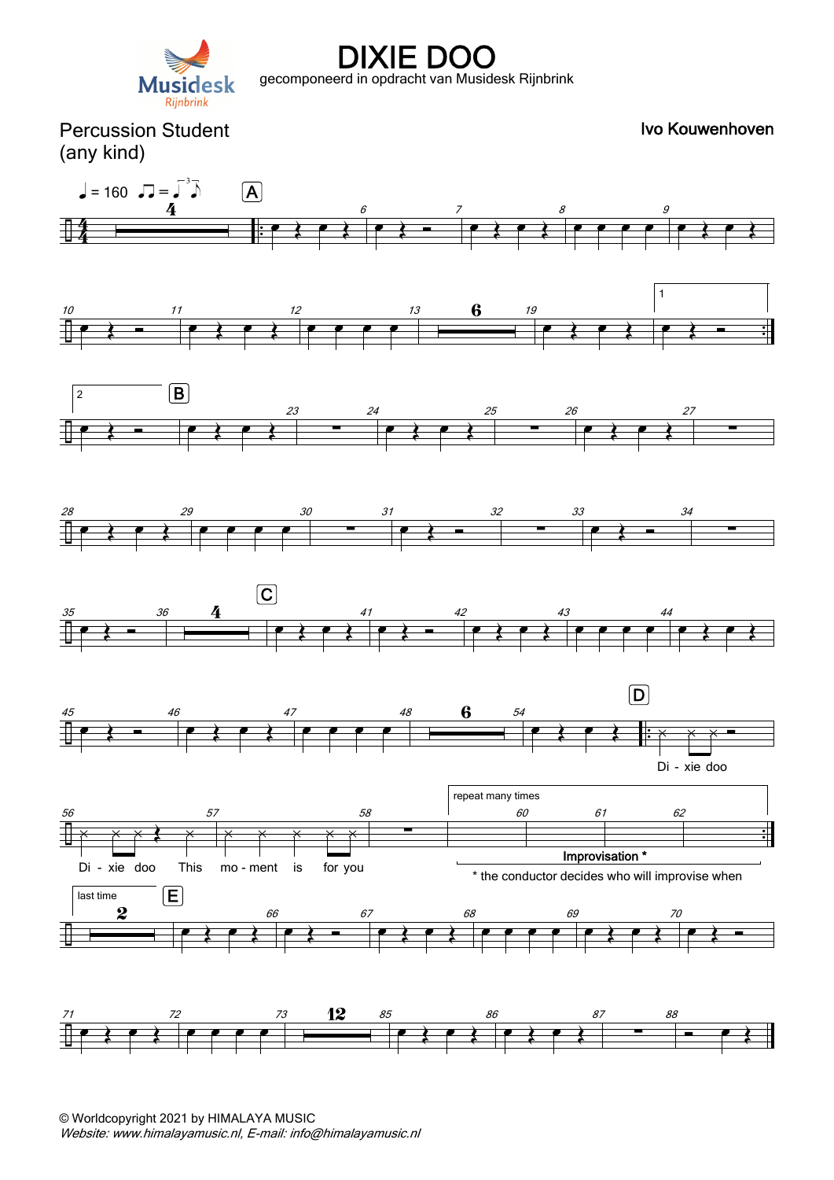# DIXIE DOO

gecomponeerd in opdracht van Musidesk Rijnbrink

Percussion Student (any kind)

**Ivo Kouwenhoven**

♩ = 160

A

B

C

D

Di - xie doo

Di - xie doo This mo - ment is for you

repeat many times

**Improvisation ***

* the conductor decides who will improvise when

last time

E

© Worldcopyright 2021 by HIMALAYA MUSIC

*Website: www.himalayamusic.nl, E-mail: info@himalayamusic.nl*